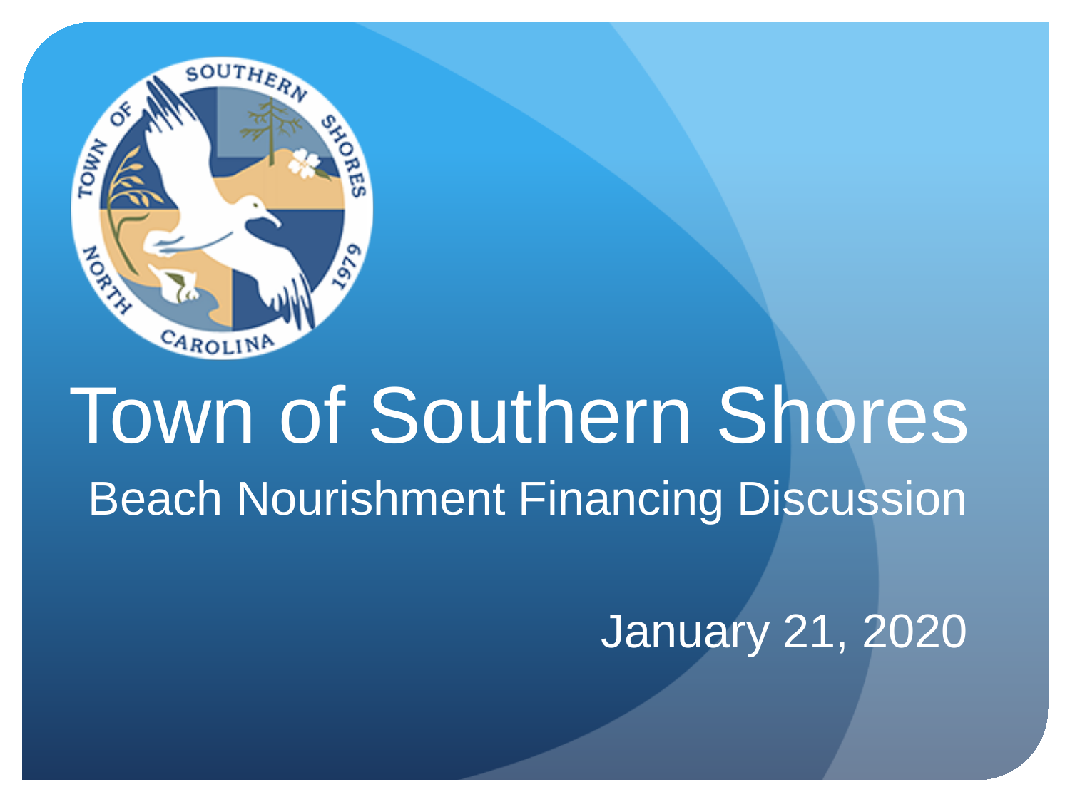# Town of Southern Shores

## Beach Nourishment Financing Discussion

January 21, 2020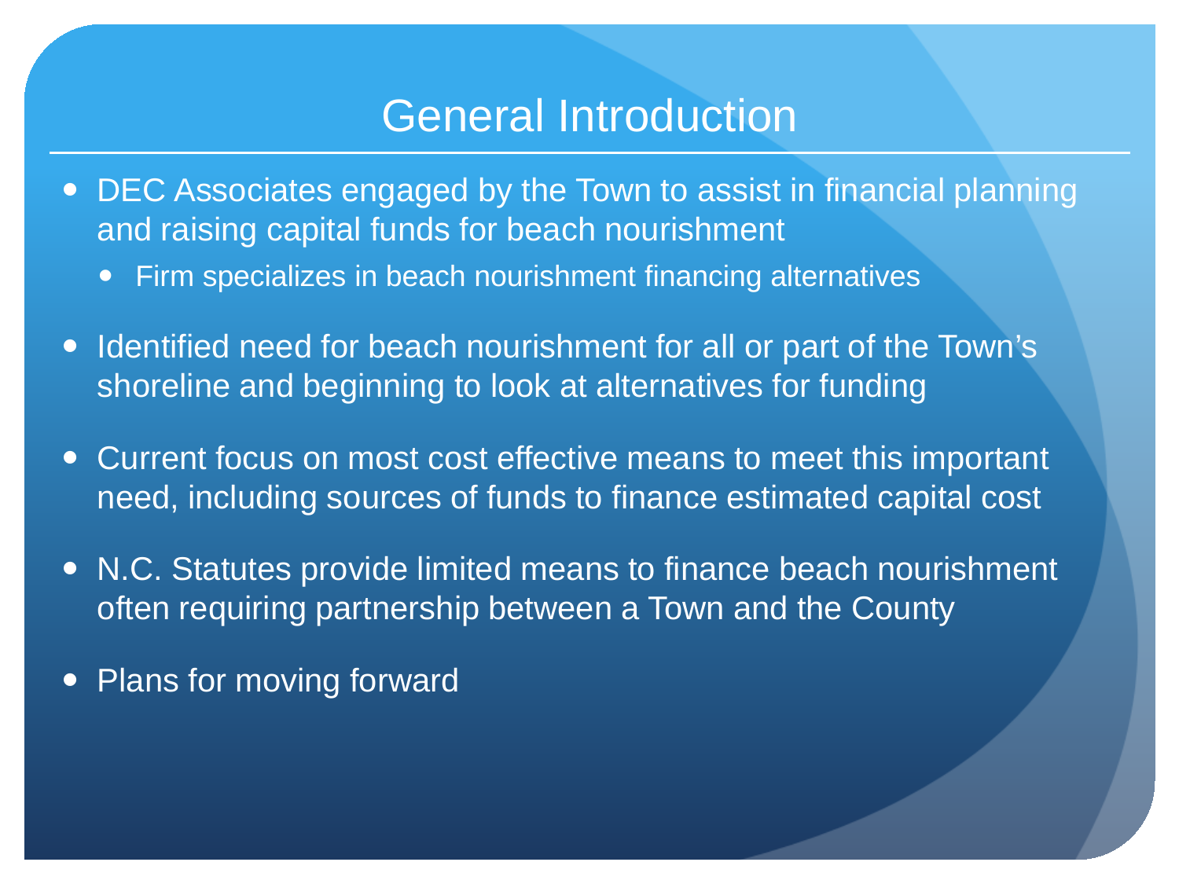# General Introduction

- DEC Associates engaged by the Town to assist in financial planning and raising capital funds for beach nourishment
  - Firm specializes in beach nourishment financing alternatives
- Identified need for beach nourishment for all or part of the Town's shoreline and beginning to look at alternatives for funding
- Current focus on most cost effective means to meet this important need, including sources of funds to finance estimated capital cost
- N.C. Statutes provide limited means to finance beach nourishment often requiring partnership between a Town and the County
- Plans for moving forward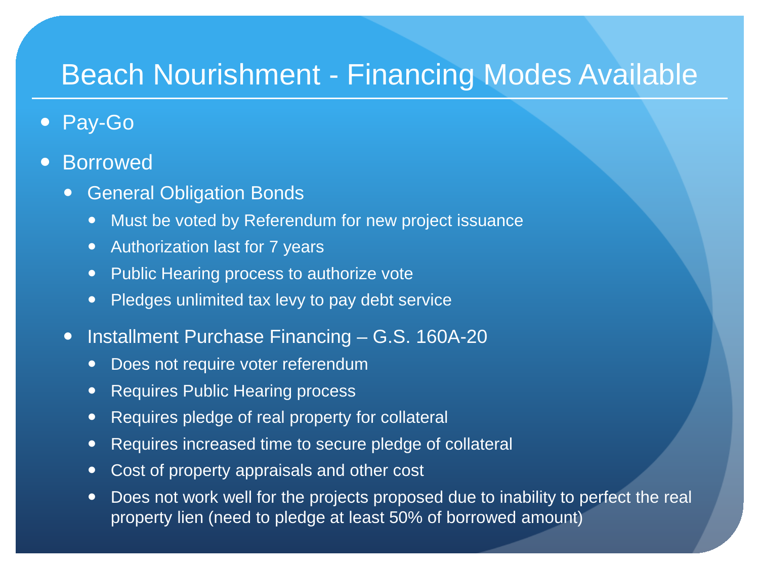# Beach Nourishment - Financing Modes Available

- Pay-Go
- Borrowed
  - General Obligation Bonds
    - Must be voted by Referendum for new project issuance
    - Authorization last for 7 years
    - Public Hearing process to authorize vote
    - Pledges unlimited tax levy to pay debt service
  - Installment Purchase Financing – G.S. 160A-20
    - Does not require voter referendum
    - Requires Public Hearing process
    - Requires pledge of real property for collateral
    - Requires increased time to secure pledge of collateral
    - Cost of property appraisals and other cost
    - Does not work well for the projects proposed due to inability to perfect the real property lien (need to pledge at least 50% of borrowed amount)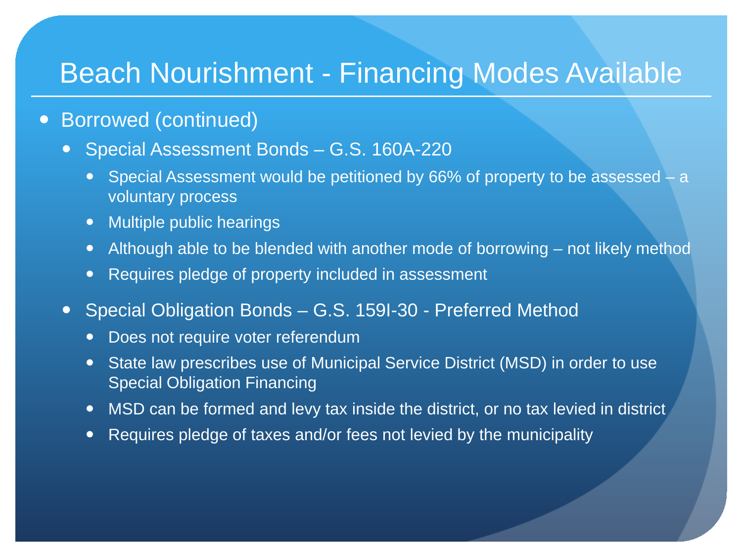# Beach Nourishment - Financing Modes Available

- Borrowed (continued)
  - Special Assessment Bonds – G.S. 160A-220
    - Special Assessment would be petitioned by 66% of property to be assessed – a voluntary process
    - Multiple public hearings
    - Although able to be blended with another mode of borrowing – not likely method
    - Requires pledge of property included in assessment
  - Special Obligation Bonds – G.S. 159I-30 - Preferred Method
    - Does not require voter referendum
    - State law prescribes use of Municipal Service District (MSD) in order to use Special Obligation Financing
    - MSD can be formed and levy tax inside the district, or no tax levied in district
    - Requires pledge of taxes and/or fees not levied by the municipality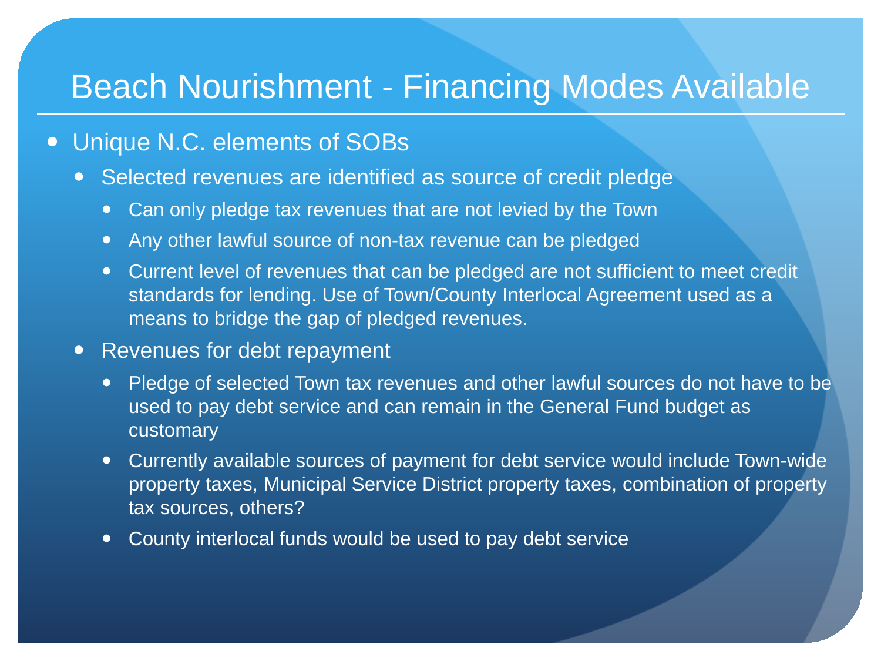# Beach Nourishment - Financing Modes Available

- Unique N.C. elements of SOBs
  - Selected revenues are identified as source of credit pledge
    - Can only pledge tax revenues that are not levied by the Town
    - Any other lawful source of non-tax revenue can be pledged
    - Current level of revenues that can be pledged are not sufficient to meet credit standards for lending. Use of Town/County Interlocal Agreement used as a means to bridge the gap of pledged revenues.
  - Revenues for debt repayment
    - Pledge of selected Town tax revenues and other lawful sources do not have to be used to pay debt service and can remain in the General Fund budget as customary
    - Currently available sources of payment for debt service would include Town-wide property taxes, Municipal Service District property taxes, combination of property tax sources, others?
    - County interlocal funds would be used to pay debt service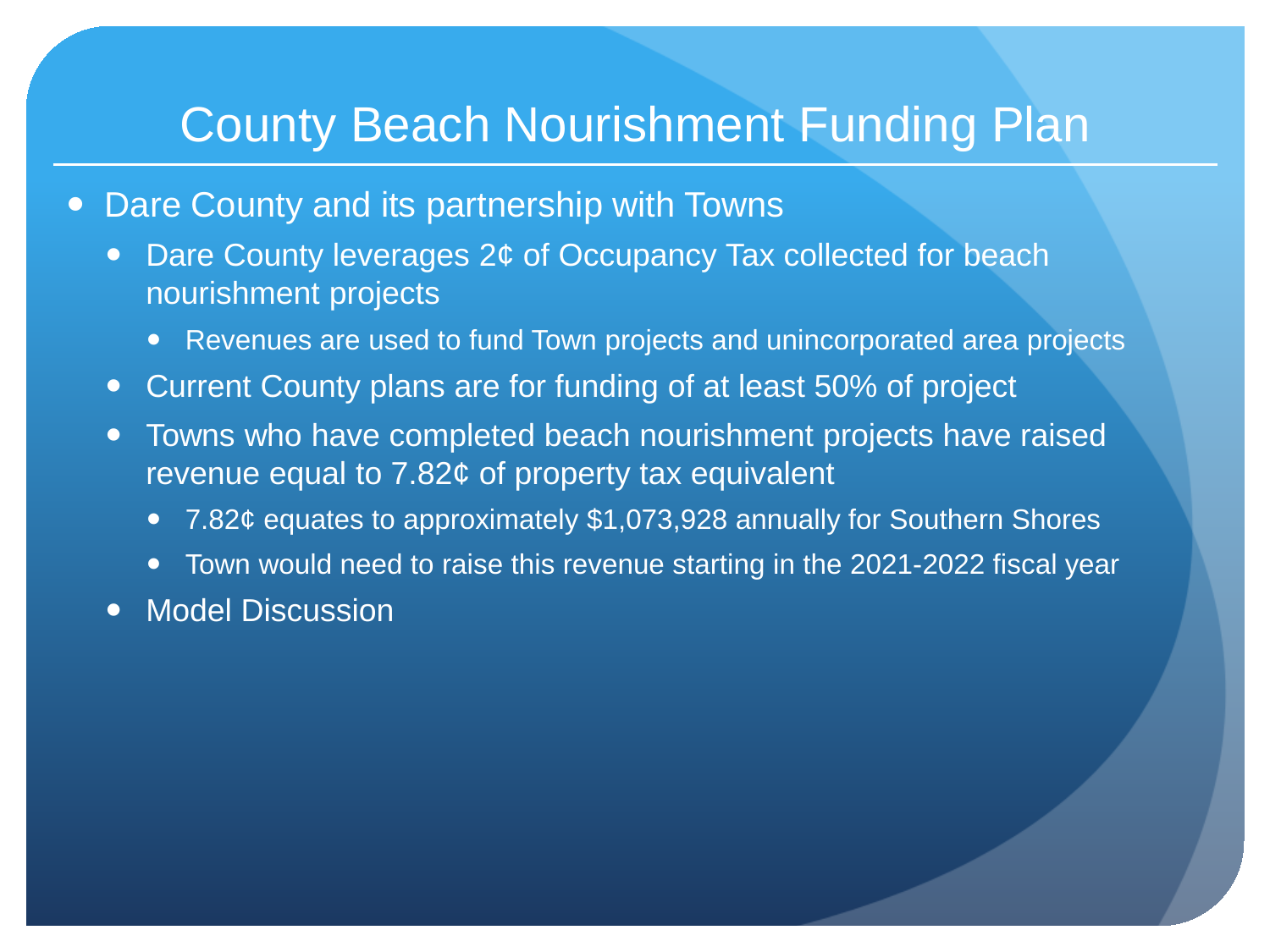# County Beach Nourishment Funding Plan

- Dare County and its partnership with Towns
  - Dare County leverages 2¢ of Occupancy Tax collected for beach nourishment projects
    - Revenues are used to fund Town projects and unincorporated area projects
  - Current County plans are for funding of at least 50% of project
  - Towns who have completed beach nourishment projects have raised revenue equal to 7.82¢ of property tax equivalent
    - 7.82¢ equates to approximately $1,073,928 annually for Southern Shores
    - Town would need to raise this revenue starting in the 2021-2022 fiscal year
  - Model Discussion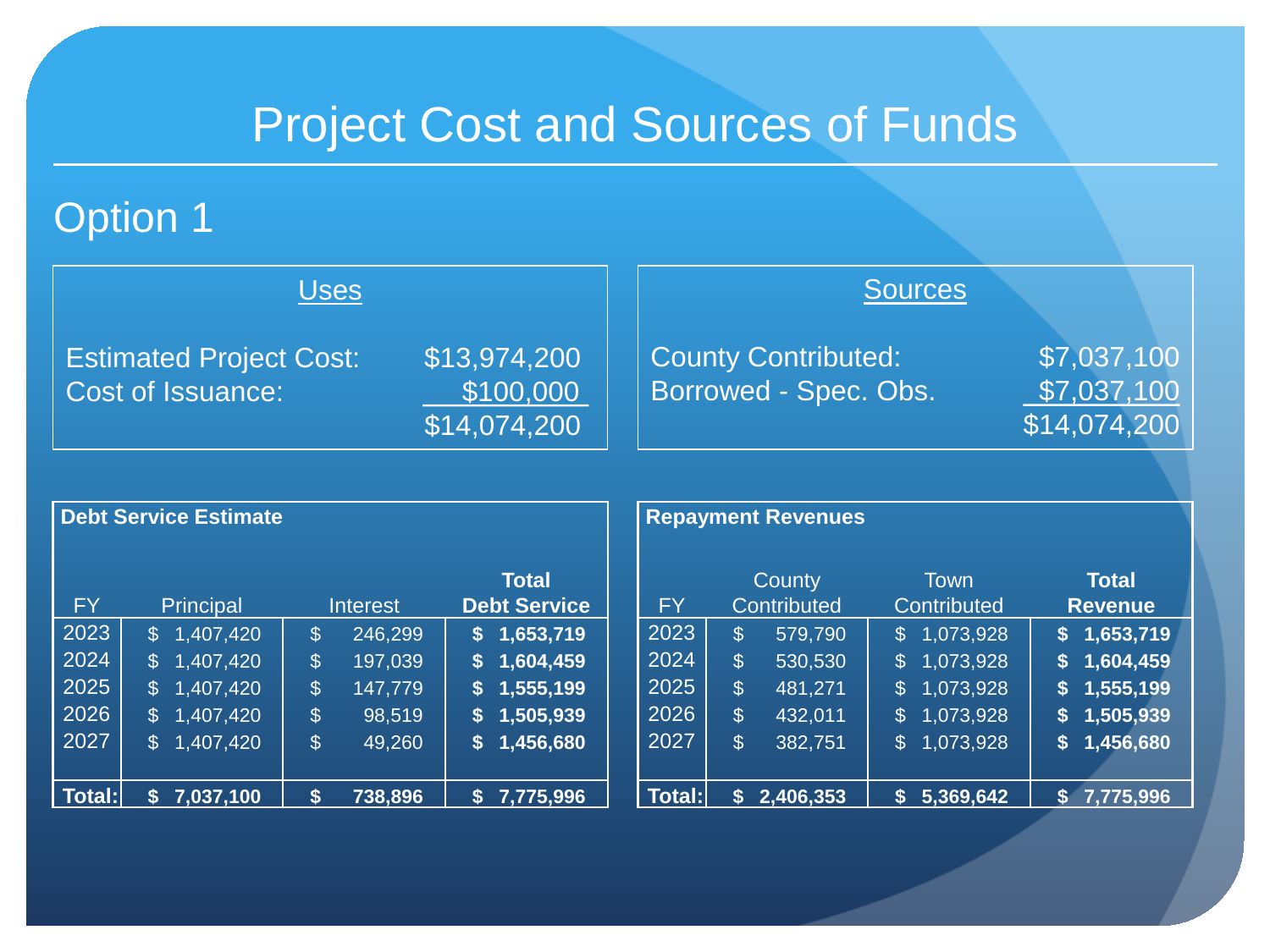# Project Cost and Sources of Funds

## Option 1

| Uses | |
|---|---|
| Estimated Project Cost: | $13,974,200 |
| Cost of Issuance: | $100,000 |
| | $14,074,200 |

| Sources | |
|---|---|
| County Contributed: | $7,037,100 |
| Borrowed - Spec. Obs. | $7,037,100 |
| | $14,074,200 |

**Debt Service Estimate**

| FY | Principal | Interest | Total Debt Service |
|---|---|---|---|
| 2023 | $ 1,407,420 | $ 246,299 | **$ 1,653,719** |
| 2024 | $ 1,407,420 | $ 197,039 | **$ 1,604,459** |
| 2025 | $ 1,407,420 | $ 147,779 | **$ 1,555,199** |
| 2026 | $ 1,407,420 | $ 98,519 | **$ 1,505,939** |
| 2027 | $ 1,407,420 | $ 49,260 | **$ 1,456,680** |
| **Total:** | **$ 7,037,100** | **$ 738,896** | **$ 7,775,996** |

**Repayment Revenues**

| FY | County Contributed | Town Contributed | Total Revenue |
|---|---|---|---|
| 2023 | $ 579,790 | $ 1,073,928 | **$ 1,653,719** |
| 2024 | $ 530,530 | $ 1,073,928 | **$ 1,604,459** |
| 2025 | $ 481,271 | $ 1,073,928 | **$ 1,555,199** |
| 2026 | $ 432,011 | $ 1,073,928 | **$ 1,505,939** |
| 2027 | $ 382,751 | $ 1,073,928 | **$ 1,456,680** |
| **Total:** | **$ 2,406,353** | **$ 5,369,642** | **$ 7,775,996** |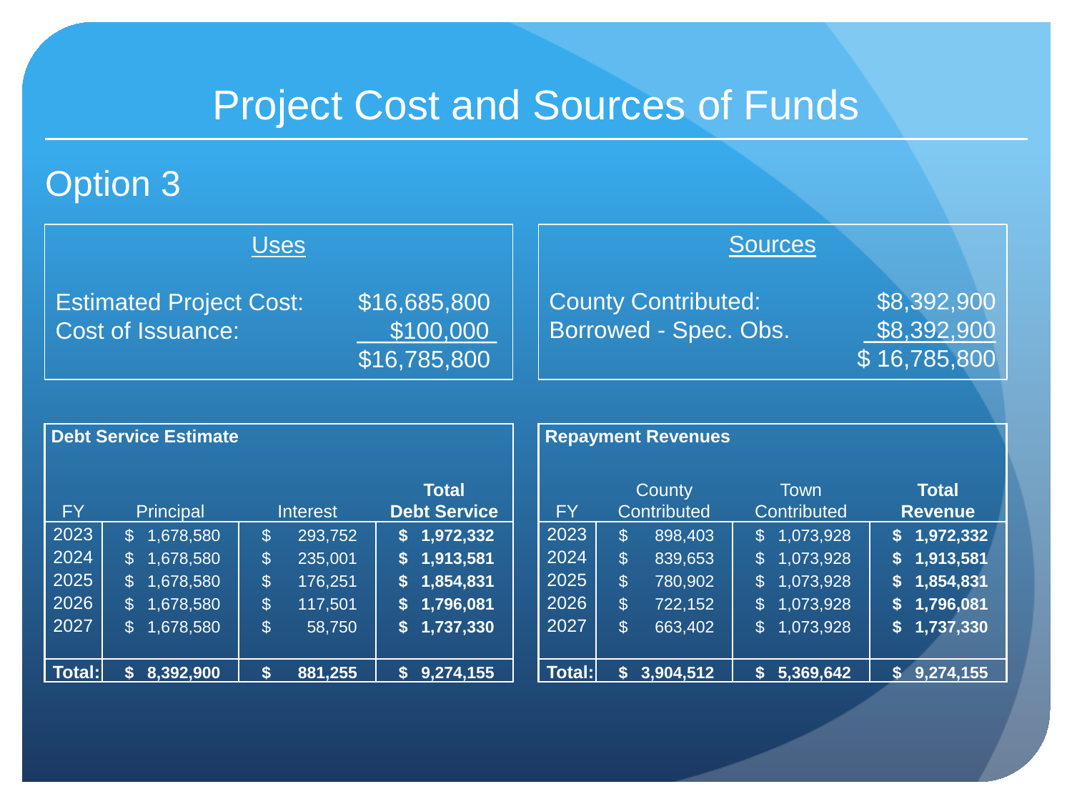# Project Cost and Sources of Funds

## Option 3

| Uses | |
|---|---|
| Estimated Project Cost: | $16,685,800 |
| Cost of Issuance: | $100,000 |
| | $16,785,800 |

| Sources | |
|---|---|
| County Contributed: | $8,392,900 |
| Borrowed - Spec. Obs. | $8,392,900 |
| | $ 16,785,800 |

**Debt Service Estimate**

| FY | Principal | Interest | **Total Debt Service** |
|---|---|---|---|
| 2023 | $ 1,678,580 | $ 293,752 | **$ 1,972,332** |
| 2024 | $ 1,678,580 | $ 235,001 | **$ 1,913,581** |
| 2025 | $ 1,678,580 | $ 176,251 | **$ 1,854,831** |
| 2026 | $ 1,678,580 | $ 117,501 | **$ 1,796,081** |
| 2027 | $ 1,678,580 | $ 58,750 | **$ 1,737,330** |
| **Total:** | **$ 8,392,900** | **$ 881,255** | **$ 9,274,155** |

**Repayment Revenues**

| FY | County Contributed | Town Contributed | **Total Revenue** |
|---|---|---|---|
| 2023 | $ 898,403 | $ 1,073,928 | **$ 1,972,332** |
| 2024 | $ 839,653 | $ 1,073,928 | **$ 1,913,581** |
| 2025 | $ 780,902 | $ 1,073,928 | **$ 1,854,831** |
| 2026 | $ 722,152 | $ 1,073,928 | **$ 1,796,081** |
| 2027 | $ 663,402 | $ 1,073,928 | **$ 1,737,330** |
| **Total:** | **$ 3,904,512** | **$ 5,369,642** | **$ 9,274,155** |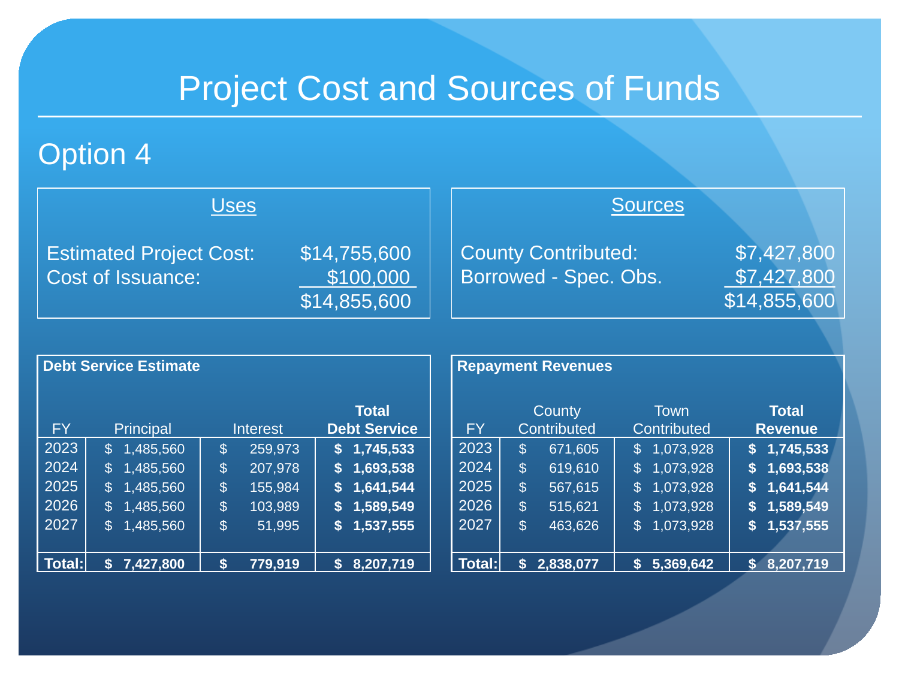# Project Cost and Sources of Funds

## Option 4

| Uses | |
|---|---|
| Estimated Project Cost: | $14,755,600 |
| Cost of Issuance: | $100,000 |
| | $14,855,600 |

| Sources | |
|---|---|
| County Contributed: | $7,427,800 |
| Borrowed - Spec. Obs. | $7,427,800 |
| | $14,855,600 |

**Debt Service Estimate**

| FY | Principal | Interest | **Total Debt Service** |
|---|---|---|---|
| 2023 | $ 1,485,560 | $ 259,973 | **$ 1,745,533** |
| 2024 | $ 1,485,560 | $ 207,978 | **$ 1,693,538** |
| 2025 | $ 1,485,560 | $ 155,984 | **$ 1,641,544** |
| 2026 | $ 1,485,560 | $ 103,989 | **$ 1,589,549** |
| 2027 | $ 1,485,560 | $ 51,995 | **$ 1,537,555** |
| **Total:** | **$ 7,427,800** | **$ 779,919** | **$ 8,207,719** |

**Repayment Revenues**

| FY | County Contributed | Town Contributed | **Total Revenue** |
|---|---|---|---|
| 2023 | $ 671,605 | $ 1,073,928 | **$ 1,745,533** |
| 2024 | $ 619,610 | $ 1,073,928 | **$ 1,693,538** |
| 2025 | $ 567,615 | $ 1,073,928 | **$ 1,641,544** |
| 2026 | $ 515,621 | $ 1,073,928 | **$ 1,589,549** |
| 2027 | $ 463,626 | $ 1,073,928 | **$ 1,537,555** |
| **Total:** | **$ 2,838,077** | **$ 5,369,642** | **$ 8,207,719** |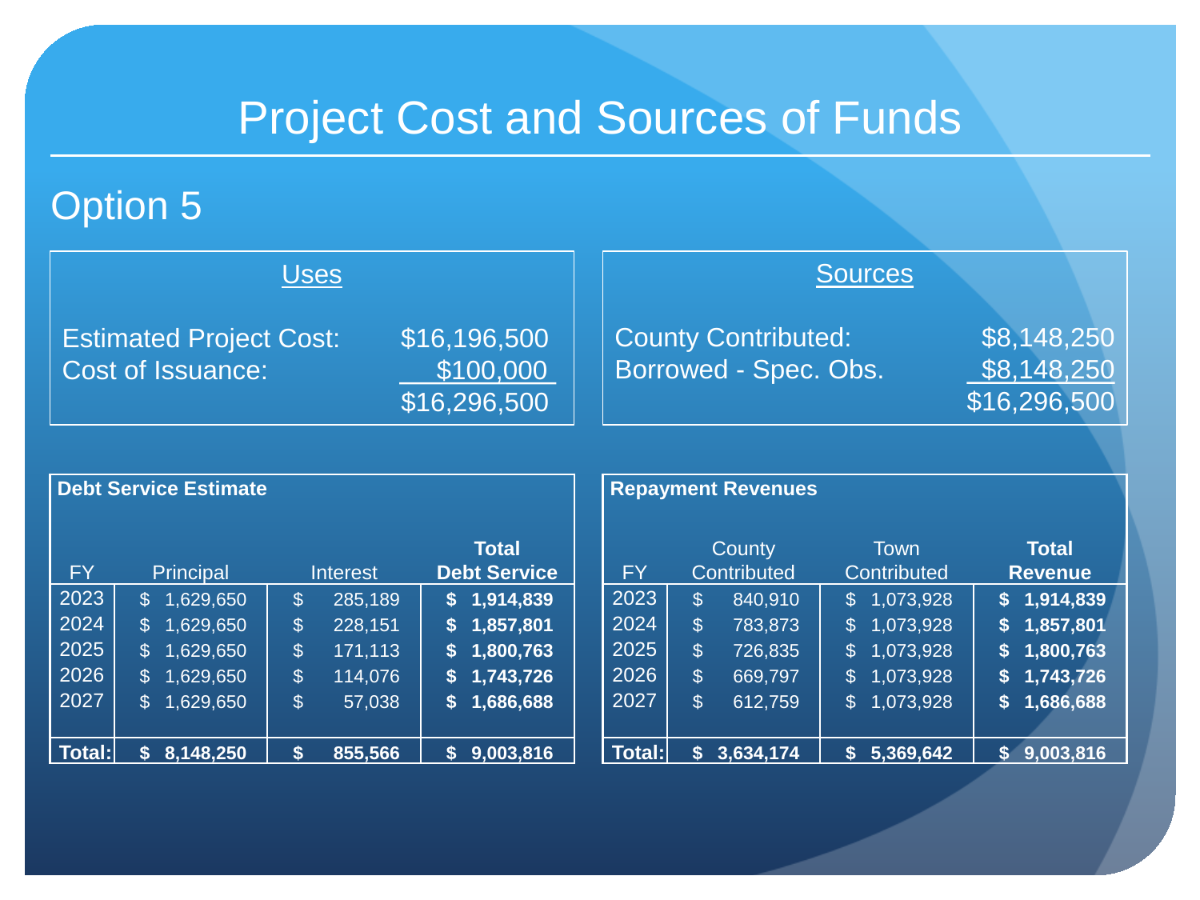# Project Cost and Sources of Funds

## Option 5

| Uses | |
|---|---|
| Estimated Project Cost: | $16,196,500 |
| Cost of Issuance: | $100,000 |
| | $16,296,500 |

| Sources | |
|---|---|
| County Contributed: | $8,148,250 |
| Borrowed - Spec. Obs. | $8,148,250 |
| | $16,296,500 |

**Debt Service Estimate**

| FY | Principal | Interest | **Total Debt Service** |
|---|---|---|---|
| 2023 | $ 1,629,650 | $ 285,189 | **$ 1,914,839** |
| 2024 | $ 1,629,650 | $ 228,151 | **$ 1,857,801** |
| 2025 | $ 1,629,650 | $ 171,113 | **$ 1,800,763** |
| 2026 | $ 1,629,650 | $ 114,076 | **$ 1,743,726** |
| 2027 | $ 1,629,650 | $ 57,038 | **$ 1,686,688** |
| **Total:** | **$ 8,148,250** | **$ 855,566** | **$ 9,003,816** |

**Repayment Revenues**

| FY | County Contributed | Town Contributed | **Total Revenue** |
|---|---|---|---|
| 2023 | $ 840,910 | $ 1,073,928 | **$ 1,914,839** |
| 2024 | $ 783,873 | $ 1,073,928 | **$ 1,857,801** |
| 2025 | $ 726,835 | $ 1,073,928 | **$ 1,800,763** |
| 2026 | $ 669,797 | $ 1,073,928 | **$ 1,743,726** |
| 2027 | $ 612,759 | $ 1,073,928 | **$ 1,686,688** |
| **Total:** | **$ 3,634,174** | **$ 5,369,642** | **$ 9,003,816** |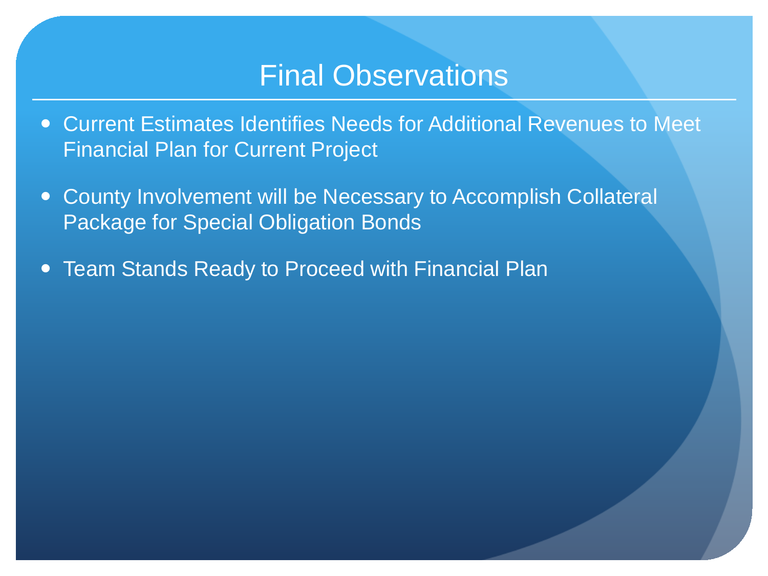# Final Observations

- Current Estimates Identifies Needs for Additional Revenues to Meet Financial Plan for Current Project
- County Involvement will be Necessary to Accomplish Collateral Package for Special Obligation Bonds
- Team Stands Ready to Proceed with Financial Plan